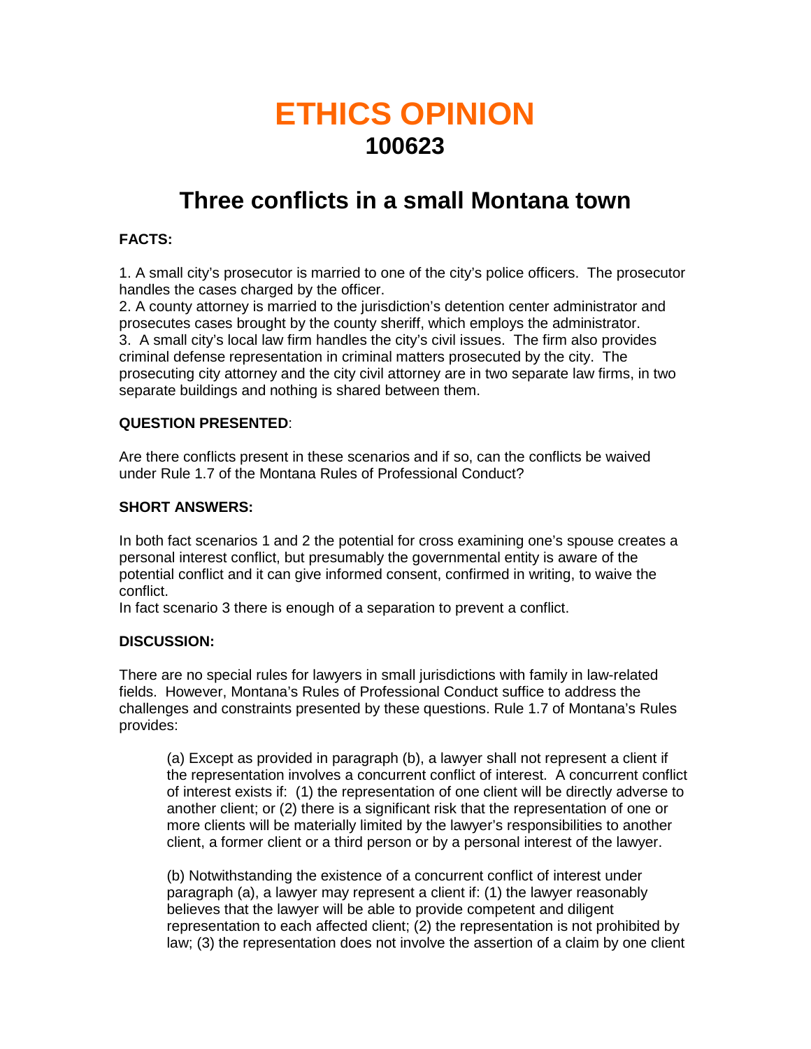# ETHICS OPINION

## 100623

## Three conflicts in a small Montana town

**FACTS:**

1. A small city's prosecutor is married to one of the city's police officers. The prosecutor handles the cases charged by the officer.
2. A county attorney is married to the jurisdiction's detention center administrator and prosecutes cases brought by the county sheriff, which employs the administrator.
3. A small city's local law firm handles the city's civil issues. The firm also provides criminal defense representation in criminal matters prosecuted by the city. The prosecuting city attorney and the city civil attorney are in two separate law firms, in two separate buildings and nothing is shared between them.

**QUESTION PRESENTED**:

Are there conflicts present in these scenarios and if so, can the conflicts be waived under Rule 1.7 of the Montana Rules of Professional Conduct?

**SHORT ANSWERS:**

In both fact scenarios 1 and 2 the potential for cross examining one's spouse creates a personal interest conflict, but presumably the governmental entity is aware of the potential conflict and it can give informed consent, confirmed in writing, to waive the conflict.

In fact scenario 3 there is enough of a separation to prevent a conflict.

**DISCUSSION:**

There are no special rules for lawyers in small jurisdictions with family in law-related fields. However, Montana's Rules of Professional Conduct suffice to address the challenges and constraints presented by these questions. Rule 1.7 of Montana's Rules provides:

> (a) Except as provided in paragraph (b), a lawyer shall not represent a client if the representation involves a concurrent conflict of interest. A concurrent conflict of interest exists if: (1) the representation of one client will be directly adverse to another client; or (2) there is a significant risk that the representation of one or more clients will be materially limited by the lawyer's responsibilities to another client, a former client or a third person or by a personal interest of the lawyer.
>
> (b) Notwithstanding the existence of a concurrent conflict of interest under paragraph (a), a lawyer may represent a client if: (1) the lawyer reasonably believes that the lawyer will be able to provide competent and diligent representation to each affected client; (2) the representation is not prohibited by law; (3) the representation does not involve the assertion of a claim by one client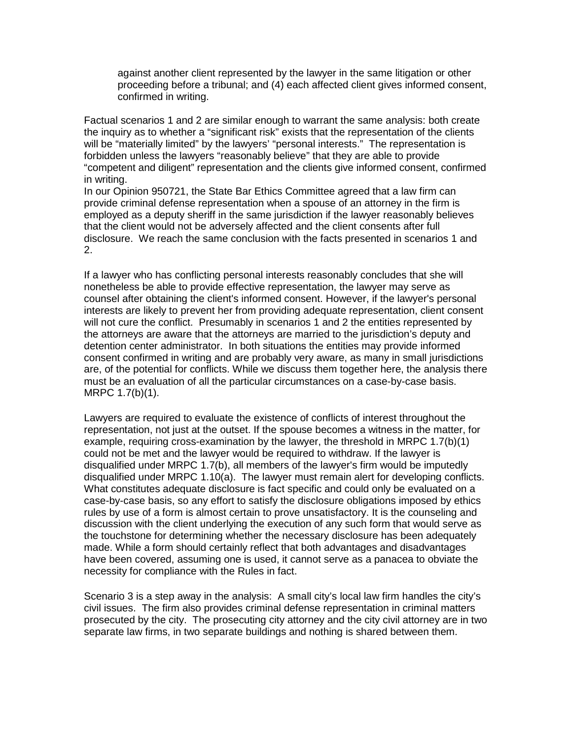against another client represented by the lawyer in the same litigation or other proceeding before a tribunal; and (4) each affected client gives informed consent, confirmed in writing.

Factual scenarios 1 and 2 are similar enough to warrant the same analysis: both create the inquiry as to whether a "significant risk" exists that the representation of the clients will be "materially limited" by the lawyers' "personal interests." The representation is forbidden unless the lawyers "reasonably believe" that they are able to provide "competent and diligent" representation and the clients give informed consent, confirmed in writing.

In our Opinion 950721, the State Bar Ethics Committee agreed that a law firm can provide criminal defense representation when a spouse of an attorney in the firm is employed as a deputy sheriff in the same jurisdiction if the lawyer reasonably believes that the client would not be adversely affected and the client consents after full disclosure. We reach the same conclusion with the facts presented in scenarios 1 and 2.

If a lawyer who has conflicting personal interests reasonably concludes that she will nonetheless be able to provide effective representation, the lawyer may serve as counsel after obtaining the client's informed consent. However, if the lawyer's personal interests are likely to prevent her from providing adequate representation, client consent will not cure the conflict. Presumably in scenarios 1 and 2 the entities represented by the attorneys are aware that the attorneys are married to the jurisdiction's deputy and detention center administrator. In both situations the entities may provide informed consent confirmed in writing and are probably very aware, as many in small jurisdictions are, of the potential for conflicts. While we discuss them together here, the analysis there must be an evaluation of all the particular circumstances on a case-by-case basis. MRPC 1.7(b)(1).

Lawyers are required to evaluate the existence of conflicts of interest throughout the representation, not just at the outset. If the spouse becomes a witness in the matter, for example, requiring cross-examination by the lawyer, the threshold in MRPC 1.7(b)(1) could not be met and the lawyer would be required to withdraw. If the lawyer is disqualified under MRPC 1.7(b), all members of the lawyer's firm would be imputedly disqualified under MRPC 1.10(a). The lawyer must remain alert for developing conflicts. What constitutes adequate disclosure is fact specific and could only be evaluated on a case-by-case basis, so any effort to satisfy the disclosure obligations imposed by ethics rules by use of a form is almost certain to prove unsatisfactory. It is the counseling and discussion with the client underlying the execution of any such form that would serve as the touchstone for determining whether the necessary disclosure has been adequately made. While a form should certainly reflect that both advantages and disadvantages have been covered, assuming one is used, it cannot serve as a panacea to obviate the necessity for compliance with the Rules in fact.

Scenario 3 is a step away in the analysis: A small city's local law firm handles the city's civil issues. The firm also provides criminal defense representation in criminal matters prosecuted by the city. The prosecuting city attorney and the city civil attorney are in two separate law firms, in two separate buildings and nothing is shared between them.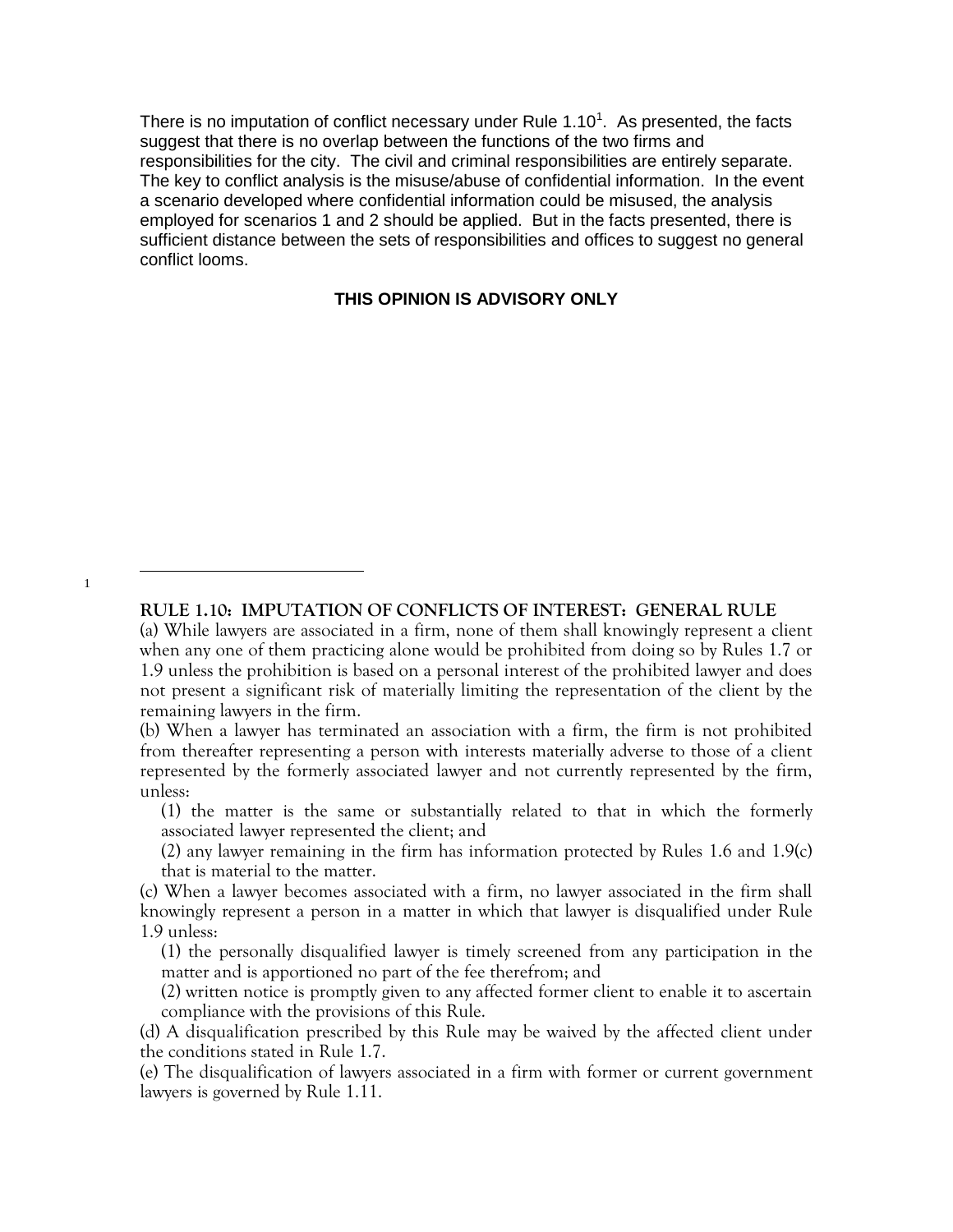There is no imputation of conflict necessary under Rule 1.10[1]. As presented, the facts suggest that there is no overlap between the functions of the two firms and responsibilities for the city. The civil and criminal responsibilities are entirely separate. The key to conflict analysis is the misuse/abuse of confidential information. In the event a scenario developed where confidential information could be misused, the analysis employed for scenarios 1 and 2 should be applied. But in the facts presented, there is sufficient distance between the sets of responsibilities and offices to suggest no general conflict looms.

**THIS OPINION IS ADVISORY ONLY**

---

[1] **RULE 1.10: IMPUTATION OF CONFLICTS OF INTEREST: GENERAL RULE**

(a) While lawyers are associated in a firm, none of them shall knowingly represent a client when any one of them practicing alone would be prohibited from doing so by Rules 1.7 or 1.9 unless the prohibition is based on a personal interest of the prohibited lawyer and does not present a significant risk of materially limiting the representation of the client by the remaining lawyers in the firm.

(b) When a lawyer has terminated an association with a firm, the firm is not prohibited from thereafter representing a person with interests materially adverse to those of a client represented by the formerly associated lawyer and not currently represented by the firm, unless:

(1) the matter is the same or substantially related to that in which the formerly associated lawyer represented the client; and

(2) any lawyer remaining in the firm has information protected by Rules 1.6 and 1.9(c) that is material to the matter.

(c) When a lawyer becomes associated with a firm, no lawyer associated in the firm shall knowingly represent a person in a matter in which that lawyer is disqualified under Rule 1.9 unless:

(1) the personally disqualified lawyer is timely screened from any participation in the matter and is apportioned no part of the fee therefrom; and

(2) written notice is promptly given to any affected former client to enable it to ascertain compliance with the provisions of this Rule.

(d) A disqualification prescribed by this Rule may be waived by the affected client under the conditions stated in Rule 1.7.

(e) The disqualification of lawyers associated in a firm with former or current government lawyers is governed by Rule 1.11.